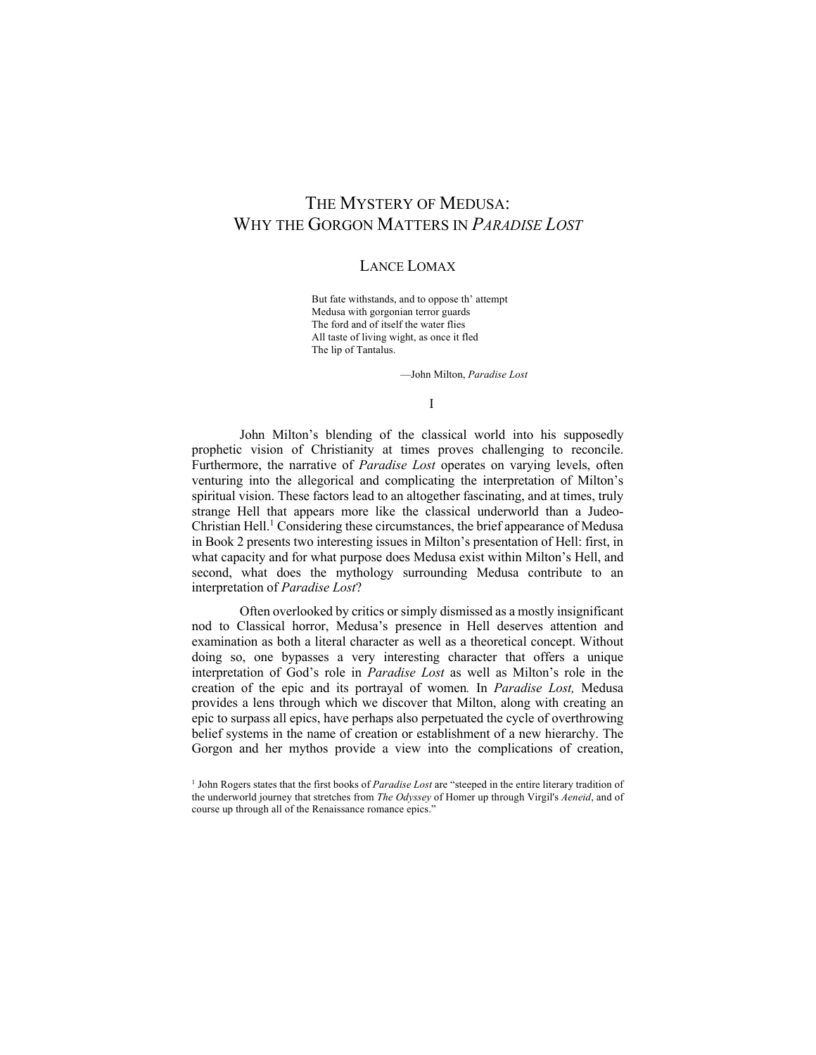# The Mystery of Medusa: Why the Gorgon Matters in *Paradise Lost*

## Lance Lomax

> But fate withstands, and to oppose th' attempt
> Medusa with gorgonian terror guards
> The ford and of itself the water flies
> All taste of living wight, as once it fled
> The lip of Tantalus.
>
> —John Milton, *Paradise Lost*

## I

John Milton's blending of the classical world into his supposedly prophetic vision of Christianity at times proves challenging to reconcile. Furthermore, the narrative of *Paradise Lost* operates on varying levels, often venturing into the allegorical and complicating the interpretation of Milton's spiritual vision. These factors lead to an altogether fascinating, and at times, truly strange Hell that appears more like the classical underworld than a Judeo-Christian Hell.[1] Considering these circumstances, the brief appearance of Medusa in Book 2 presents two interesting issues in Milton's presentation of Hell: first, in what capacity and for what purpose does Medusa exist within Milton's Hell, and second, what does the mythology surrounding Medusa contribute to an interpretation of *Paradise Lost*?

Often overlooked by critics or simply dismissed as a mostly insignificant nod to Classical horror, Medusa's presence in Hell deserves attention and examination as both a literal character as well as a theoretical concept. Without doing so, one bypasses a very interesting character that offers a unique interpretation of God's role in *Paradise Lost* as well as Milton's role in the creation of the epic and its portrayal of women. In *Paradise Lost,* Medusa provides a lens through which we discover that Milton, along with creating an epic to surpass all epics, have perhaps also perpetuated the cycle of overthrowing belief systems in the name of creation or establishment of a new hierarchy. The Gorgon and her mythos provide a view into the complications of creation,

[1] John Rogers states that the first books of *Paradise Lost* are "steeped in the entire literary tradition of the underworld journey that stretches from *The Odyssey* of Homer up through Virgil's *Aeneid*, and of course up through all of the Renaissance romance epics."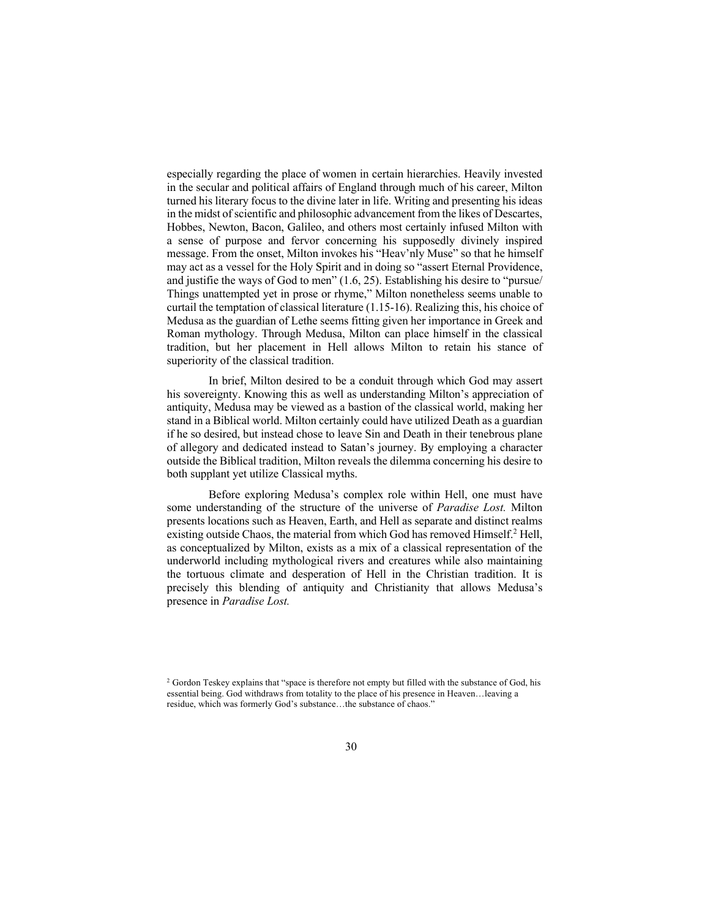especially regarding the place of women in certain hierarchies. Heavily invested in the secular and political affairs of England through much of his career, Milton turned his literary focus to the divine later in life. Writing and presenting his ideas in the midst of scientific and philosophic advancement from the likes of Descartes, Hobbes, Newton, Bacon, Galileo, and others most certainly infused Milton with a sense of purpose and fervor concerning his supposedly divinely inspired message. From the onset, Milton invokes his "Heav'nly Muse" so that he himself may act as a vessel for the Holy Spirit and in doing so "assert Eternal Providence, and justifie the ways of God to men" (1.6, 25). Establishing his desire to "pursue/ Things unattempted yet in prose or rhyme," Milton nonetheless seems unable to curtail the temptation of classical literature (1.15-16). Realizing this, his choice of Medusa as the guardian of Lethe seems fitting given her importance in Greek and Roman mythology. Through Medusa, Milton can place himself in the classical tradition, but her placement in Hell allows Milton to retain his stance of superiority of the classical tradition.

In brief, Milton desired to be a conduit through which God may assert his sovereignty. Knowing this as well as understanding Milton's appreciation of antiquity, Medusa may be viewed as a bastion of the classical world, making her stand in a Biblical world. Milton certainly could have utilized Death as a guardian if he so desired, but instead chose to leave Sin and Death in their tenebrous plane of allegory and dedicated instead to Satan's journey. By employing a character outside the Biblical tradition, Milton reveals the dilemma concerning his desire to both supplant yet utilize Classical myths.

Before exploring Medusa's complex role within Hell, one must have some understanding of the structure of the universe of *Paradise Lost.* Milton presents locations such as Heaven, Earth, and Hell as separate and distinct realms existing outside Chaos, the material from which God has removed Himself.[2] Hell, as conceptualized by Milton, exists as a mix of a classical representation of the underworld including mythological rivers and creatures while also maintaining the tortuous climate and desperation of Hell in the Christian tradition. It is precisely this blending of antiquity and Christianity that allows Medusa's presence in *Paradise Lost.*

[2] Gordon Teskey explains that "space is therefore not empty but filled with the substance of God, his essential being. God withdraws from totality to the place of his presence in Heaven…leaving a residue, which was formerly God's substance…the substance of chaos."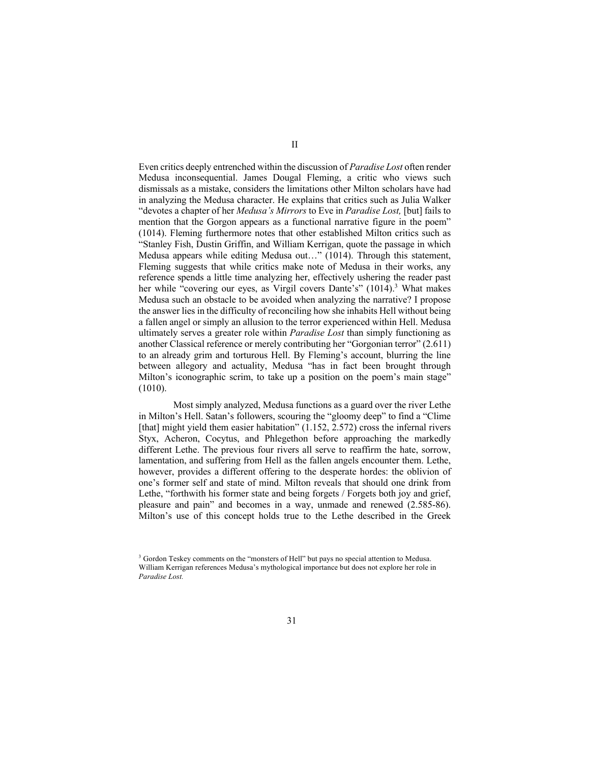## II

Even critics deeply entrenched within the discussion of *Paradise Lost* often render Medusa inconsequential. James Dougal Fleming, a critic who views such dismissals as a mistake, considers the limitations other Milton scholars have had in analyzing the Medusa character. He explains that critics such as Julia Walker "devotes a chapter of her *Medusa's Mirrors* to Eve in *Paradise Lost,* [but] fails to mention that the Gorgon appears as a functional narrative figure in the poem" (1014). Fleming furthermore notes that other established Milton critics such as "Stanley Fish, Dustin Griffin, and William Kerrigan, quote the passage in which Medusa appears while editing Medusa out…" (1014). Through this statement, Fleming suggests that while critics make note of Medusa in their works, any reference spends a little time analyzing her, effectively ushering the reader past her while "covering our eyes, as Virgil covers Dante's" (1014).[3] What makes Medusa such an obstacle to be avoided when analyzing the narrative? I propose the answer lies in the difficulty of reconciling how she inhabits Hell without being a fallen angel or simply an allusion to the terror experienced within Hell. Medusa ultimately serves a greater role within *Paradise Lost* than simply functioning as another Classical reference or merely contributing her "Gorgonian terror" (2.611) to an already grim and torturous Hell. By Fleming's account, blurring the line between allegory and actuality, Medusa "has in fact been brought through Milton's iconographic scrim, to take up a position on the poem's main stage" (1010).

Most simply analyzed, Medusa functions as a guard over the river Lethe in Milton's Hell. Satan's followers, scouring the "gloomy deep" to find a "Clime [that] might yield them easier habitation" (1.152, 2.572) cross the infernal rivers Styx, Acheron, Cocytus, and Phlegethon before approaching the markedly different Lethe. The previous four rivers all serve to reaffirm the hate, sorrow, lamentation, and suffering from Hell as the fallen angels encounter them. Lethe, however, provides a different offering to the desperate hordes: the oblivion of one's former self and state of mind. Milton reveals that should one drink from Lethe, "forthwith his former state and being forgets / Forgets both joy and grief, pleasure and pain" and becomes in a way, unmade and renewed (2.585-86). Milton's use of this concept holds true to the Lethe described in the Greek

[3] Gordon Teskey comments on the "monsters of Hell" but pays no special attention to Medusa. William Kerrigan references Medusa's mythological importance but does not explore her role in *Paradise Lost.*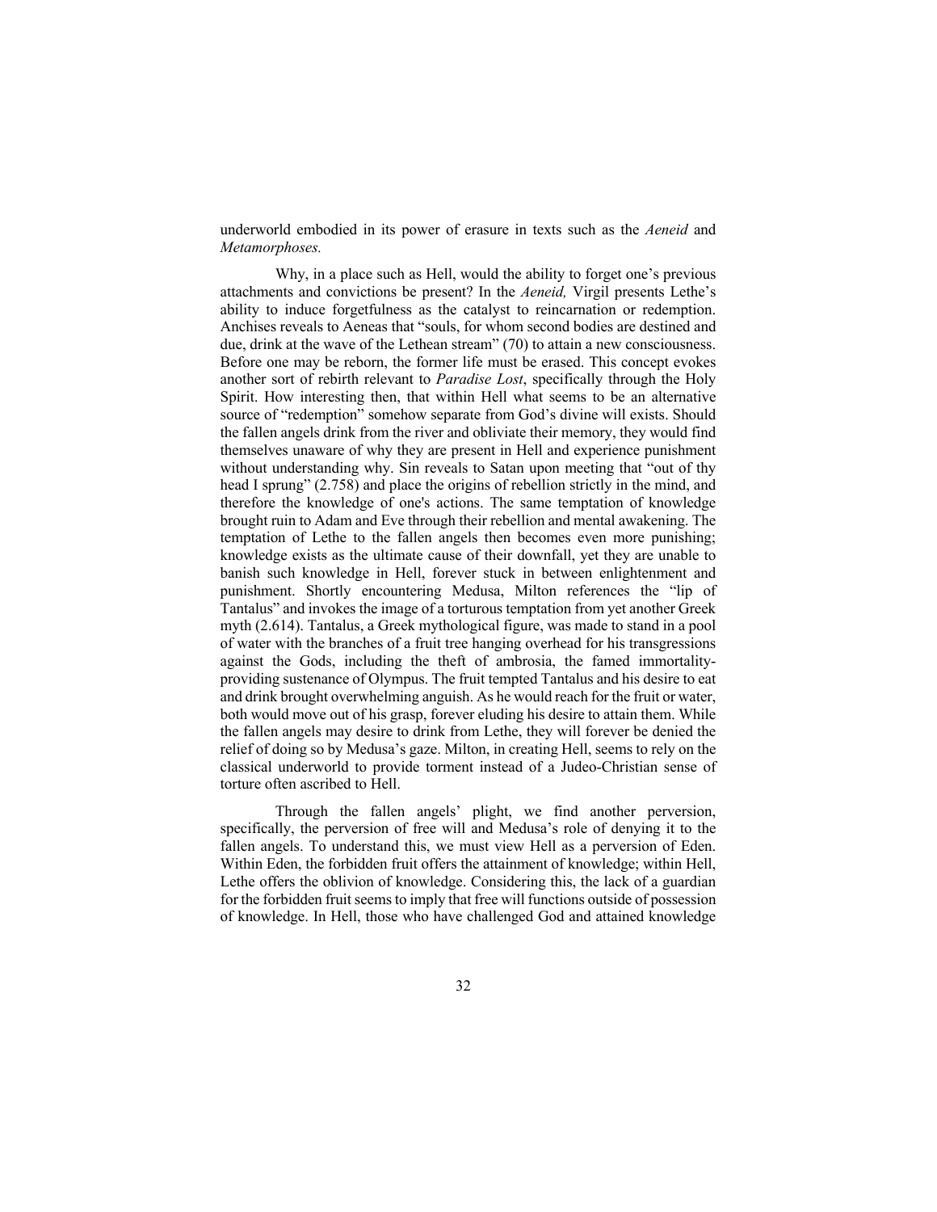underworld embodied in its power of erasure in texts such as the *Aeneid* and *Metamorphoses.*

Why, in a place such as Hell, would the ability to forget one's previous attachments and convictions be present? In the *Aeneid,* Virgil presents Lethe's ability to induce forgetfulness as the catalyst to reincarnation or redemption. Anchises reveals to Aeneas that "souls, for whom second bodies are destined and due, drink at the wave of the Lethean stream" (70) to attain a new consciousness. Before one may be reborn, the former life must be erased. This concept evokes another sort of rebirth relevant to *Paradise Lost*, specifically through the Holy Spirit. How interesting then, that within Hell what seems to be an alternative source of "redemption" somehow separate from God's divine will exists. Should the fallen angels drink from the river and obliviate their memory, they would find themselves unaware of why they are present in Hell and experience punishment without understanding why. Sin reveals to Satan upon meeting that "out of thy head I sprung" (2.758) and place the origins of rebellion strictly in the mind, and therefore the knowledge of one's actions. The same temptation of knowledge brought ruin to Adam and Eve through their rebellion and mental awakening. The temptation of Lethe to the fallen angels then becomes even more punishing; knowledge exists as the ultimate cause of their downfall, yet they are unable to banish such knowledge in Hell, forever stuck in between enlightenment and punishment. Shortly encountering Medusa, Milton references the "lip of Tantalus" and invokes the image of a torturous temptation from yet another Greek myth (2.614). Tantalus, a Greek mythological figure, was made to stand in a pool of water with the branches of a fruit tree hanging overhead for his transgressions against the Gods, including the theft of ambrosia, the famed immortality-providing sustenance of Olympus. The fruit tempted Tantalus and his desire to eat and drink brought overwhelming anguish. As he would reach for the fruit or water, both would move out of his grasp, forever eluding his desire to attain them. While the fallen angels may desire to drink from Lethe, they will forever be denied the relief of doing so by Medusa's gaze. Milton, in creating Hell, seems to rely on the classical underworld to provide torment instead of a Judeo-Christian sense of torture often ascribed to Hell.

Through the fallen angels' plight, we find another perversion, specifically, the perversion of free will and Medusa's role of denying it to the fallen angels. To understand this, we must view Hell as a perversion of Eden. Within Eden, the forbidden fruit offers the attainment of knowledge; within Hell, Lethe offers the oblivion of knowledge. Considering this, the lack of a guardian for the forbidden fruit seems to imply that free will functions outside of possession of knowledge. In Hell, those who have challenged God and attained knowledge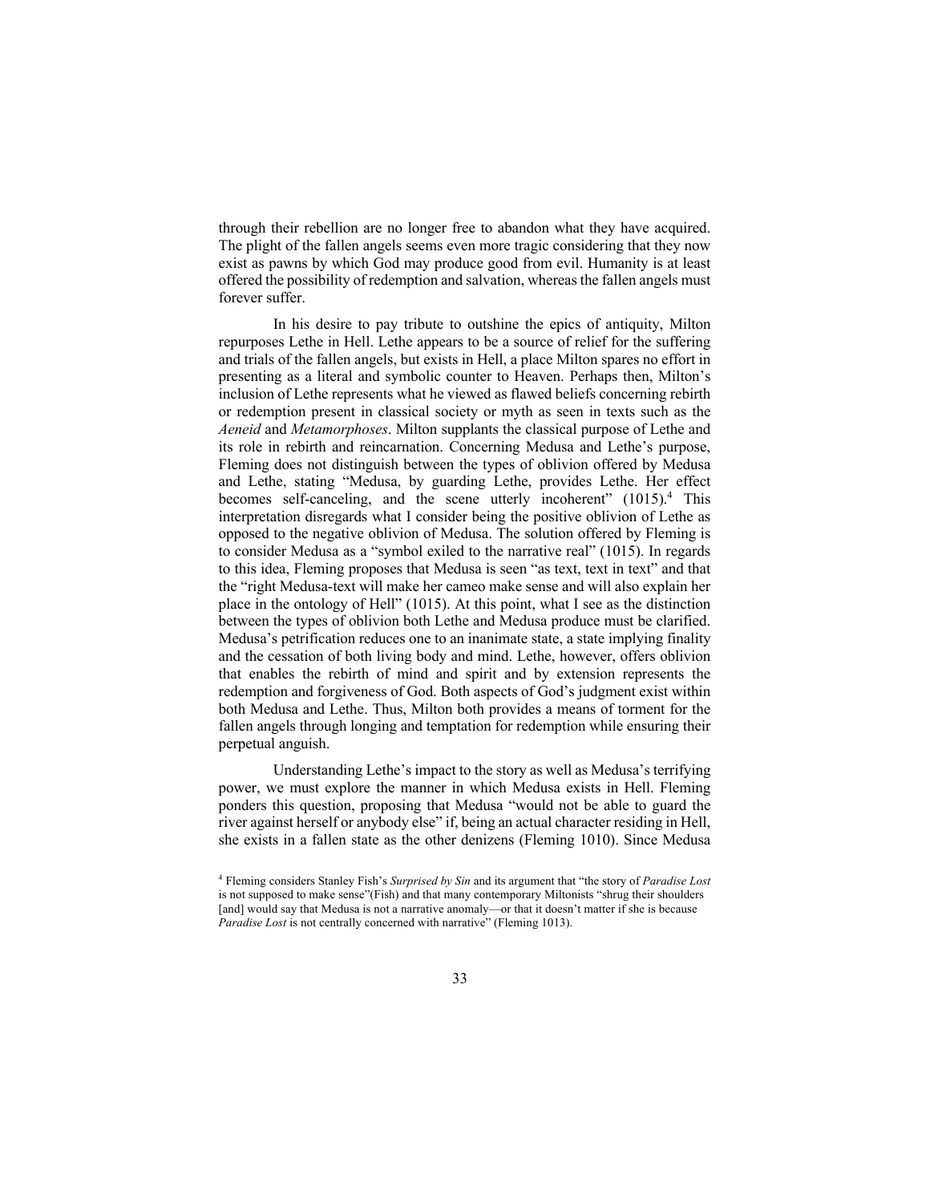through their rebellion are no longer free to abandon what they have acquired. The plight of the fallen angels seems even more tragic considering that they now exist as pawns by which God may produce good from evil. Humanity is at least offered the possibility of redemption and salvation, whereas the fallen angels must forever suffer.

In his desire to pay tribute to outshine the epics of antiquity, Milton repurposes Lethe in Hell. Lethe appears to be a source of relief for the suffering and trials of the fallen angels, but exists in Hell, a place Milton spares no effort in presenting as a literal and symbolic counter to Heaven. Perhaps then, Milton's inclusion of Lethe represents what he viewed as flawed beliefs concerning rebirth or redemption present in classical society or myth as seen in texts such as the *Aeneid* and *Metamorphoses*. Milton supplants the classical purpose of Lethe and its role in rebirth and reincarnation. Concerning Medusa and Lethe's purpose, Fleming does not distinguish between the types of oblivion offered by Medusa and Lethe, stating "Medusa, by guarding Lethe, provides Lethe. Her effect becomes self-canceling, and the scene utterly incoherent" (1015).[4] This interpretation disregards what I consider being the positive oblivion of Lethe as opposed to the negative oblivion of Medusa. The solution offered by Fleming is to consider Medusa as a "symbol exiled to the narrative real" (1015). In regards to this idea, Fleming proposes that Medusa is seen "as text, text in text" and that the "right Medusa-text will make her cameo make sense and will also explain her place in the ontology of Hell" (1015). At this point, what I see as the distinction between the types of oblivion both Lethe and Medusa produce must be clarified. Medusa's petrification reduces one to an inanimate state, a state implying finality and the cessation of both living body and mind. Lethe, however, offers oblivion that enables the rebirth of mind and spirit and by extension represents the redemption and forgiveness of God. Both aspects of God's judgment exist within both Medusa and Lethe. Thus, Milton both provides a means of torment for the fallen angels through longing and temptation for redemption while ensuring their perpetual anguish.

Understanding Lethe's impact to the story as well as Medusa's terrifying power, we must explore the manner in which Medusa exists in Hell. Fleming ponders this question, proposing that Medusa "would not be able to guard the river against herself or anybody else" if, being an actual character residing in Hell, she exists in a fallen state as the other denizens (Fleming 1010). Since Medusa

[4] Fleming considers Stanley Fish's *Surprised by Sin* and its argument that "the story of *Paradise Lost* is not supposed to make sense"(Fish) and that many contemporary Miltonists "shrug their shoulders [and] would say that Medusa is not a narrative anomaly—or that it doesn't matter if she is because *Paradise Lost* is not centrally concerned with narrative" (Fleming 1013).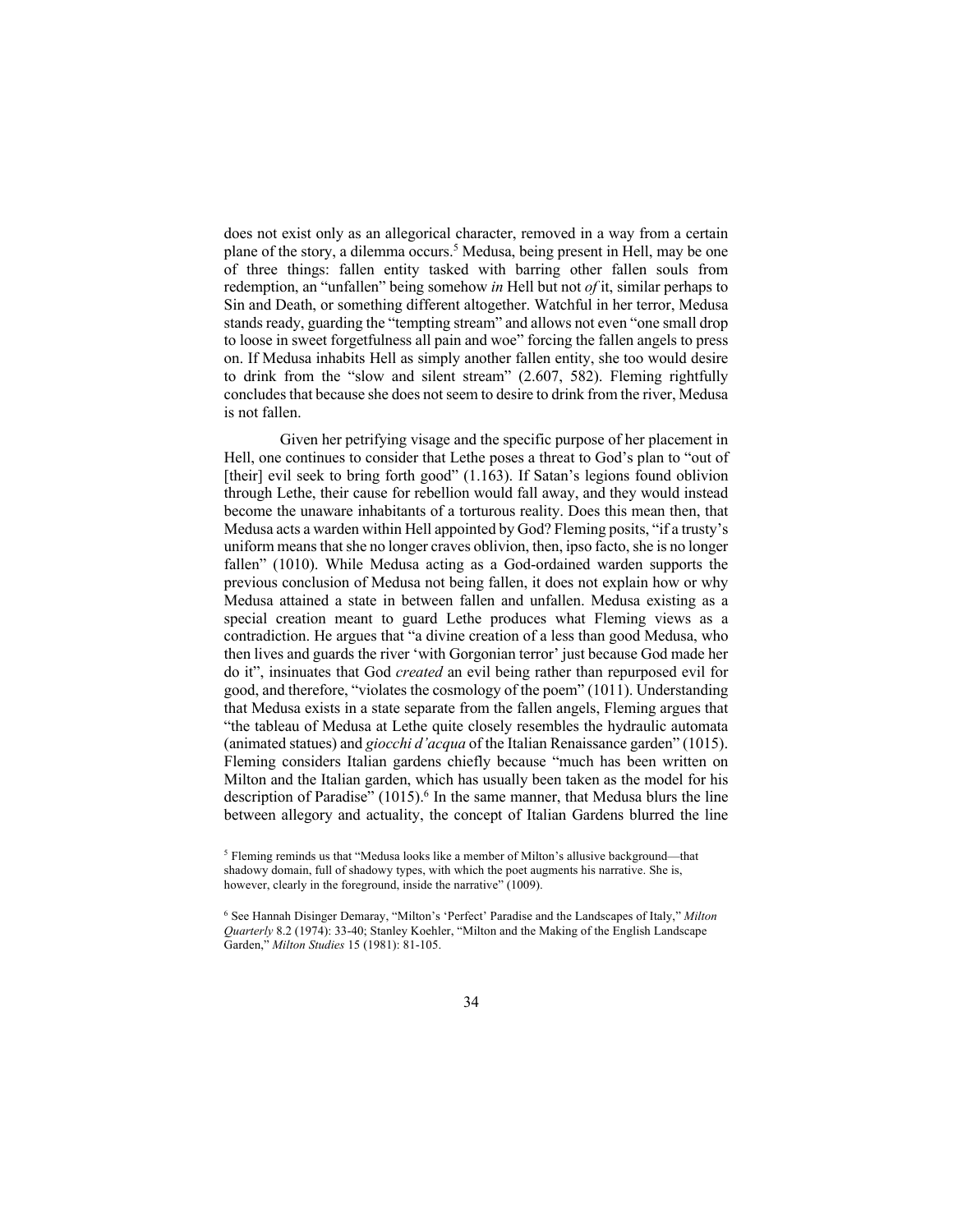does not exist only as an allegorical character, removed in a way from a certain plane of the story, a dilemma occurs.[5] Medusa, being present in Hell, may be one of three things: fallen entity tasked with barring other fallen souls from redemption, an "unfallen" being somehow *in* Hell but not *of* it, similar perhaps to Sin and Death, or something different altogether. Watchful in her terror, Medusa stands ready, guarding the "tempting stream" and allows not even "one small drop to loose in sweet forgetfulness all pain and woe" forcing the fallen angels to press on. If Medusa inhabits Hell as simply another fallen entity, she too would desire to drink from the "slow and silent stream" (2.607, 582). Fleming rightfully concludes that because she does not seem to desire to drink from the river, Medusa is not fallen.

Given her petrifying visage and the specific purpose of her placement in Hell, one continues to consider that Lethe poses a threat to God's plan to "out of [their] evil seek to bring forth good" (1.163). If Satan's legions found oblivion through Lethe, their cause for rebellion would fall away, and they would instead become the unaware inhabitants of a torturous reality. Does this mean then, that Medusa acts a warden within Hell appointed by God? Fleming posits, "if a trusty's uniform means that she no longer craves oblivion, then, ipso facto, she is no longer fallen" (1010). While Medusa acting as a God-ordained warden supports the previous conclusion of Medusa not being fallen, it does not explain how or why Medusa attained a state in between fallen and unfallen. Medusa existing as a special creation meant to guard Lethe produces what Fleming views as a contradiction. He argues that "a divine creation of a less than good Medusa, who then lives and guards the river 'with Gorgonian terror' just because God made her do it", insinuates that God *created* an evil being rather than repurposed evil for good, and therefore, "violates the cosmology of the poem" (1011). Understanding that Medusa exists in a state separate from the fallen angels, Fleming argues that "the tableau of Medusa at Lethe quite closely resembles the hydraulic automata (animated statues) and *giocchi d'acqua* of the Italian Renaissance garden" (1015). Fleming considers Italian gardens chiefly because "much has been written on Milton and the Italian garden, which has usually been taken as the model for his description of Paradise" (1015).[6] In the same manner, that Medusa blurs the line between allegory and actuality, the concept of Italian Gardens blurred the line

[5] Fleming reminds us that "Medusa looks like a member of Milton's allusive background—that shadowy domain, full of shadowy types, with which the poet augments his narrative. She is, however, clearly in the foreground, inside the narrative" (1009).

[6] See Hannah Disinger Demaray, "Milton's 'Perfect' Paradise and the Landscapes of Italy," *Milton Quarterly* 8.2 (1974): 33-40; Stanley Koehler, "Milton and the Making of the English Landscape Garden," *Milton Studies* 15 (1981): 81-105.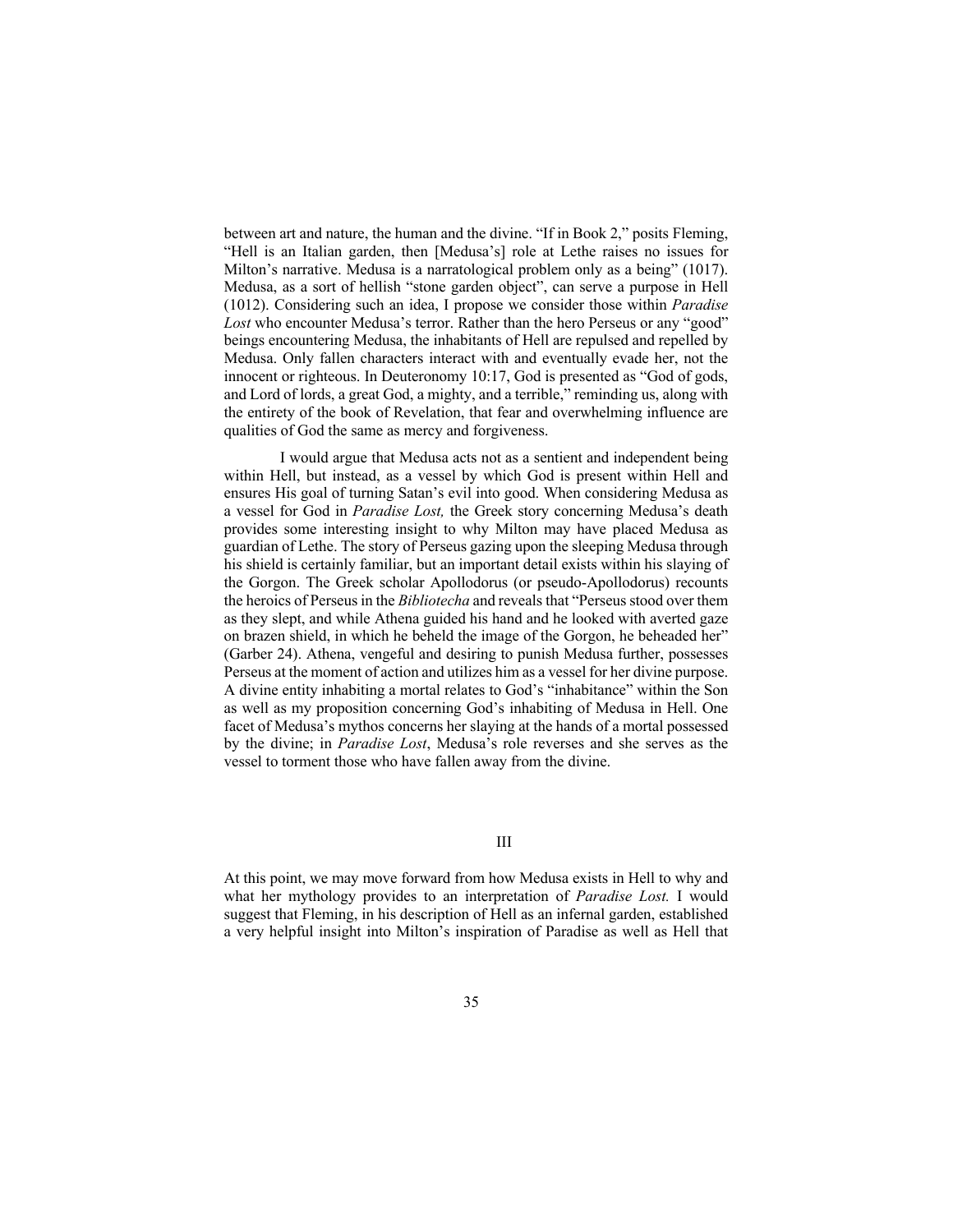between art and nature, the human and the divine. "If in Book 2," posits Fleming, "Hell is an Italian garden, then [Medusa's] role at Lethe raises no issues for Milton's narrative. Medusa is a narratological problem only as a being" (1017). Medusa, as a sort of hellish "stone garden object", can serve a purpose in Hell (1012). Considering such an idea, I propose we consider those within *Paradise Lost* who encounter Medusa's terror. Rather than the hero Perseus or any "good" beings encountering Medusa, the inhabitants of Hell are repulsed and repelled by Medusa. Only fallen characters interact with and eventually evade her, not the innocent or righteous. In Deuteronomy 10:17, God is presented as "God of gods, and Lord of lords, a great God, a mighty, and a terrible," reminding us, along with the entirety of the book of Revelation, that fear and overwhelming influence are qualities of God the same as mercy and forgiveness.

I would argue that Medusa acts not as a sentient and independent being within Hell, but instead, as a vessel by which God is present within Hell and ensures His goal of turning Satan's evil into good. When considering Medusa as a vessel for God in *Paradise Lost,* the Greek story concerning Medusa's death provides some interesting insight to why Milton may have placed Medusa as guardian of Lethe. The story of Perseus gazing upon the sleeping Medusa through his shield is certainly familiar, but an important detail exists within his slaying of the Gorgon. The Greek scholar Apollodorus (or pseudo-Apollodorus) recounts the heroics of Perseus in the *Bibliotecha* and reveals that "Perseus stood over them as they slept, and while Athena guided his hand and he looked with averted gaze on brazen shield, in which he beheld the image of the Gorgon, he beheaded her" (Garber 24). Athena, vengeful and desiring to punish Medusa further, possesses Perseus at the moment of action and utilizes him as a vessel for her divine purpose. A divine entity inhabiting a mortal relates to God's "inhabitance" within the Son as well as my proposition concerning God's inhabiting of Medusa in Hell. One facet of Medusa's mythos concerns her slaying at the hands of a mortal possessed by the divine; in *Paradise Lost*, Medusa's role reverses and she serves as the vessel to torment those who have fallen away from the divine.

## III

At this point, we may move forward from how Medusa exists in Hell to why and what her mythology provides to an interpretation of *Paradise Lost.* I would suggest that Fleming, in his description of Hell as an infernal garden, established a very helpful insight into Milton's inspiration of Paradise as well as Hell that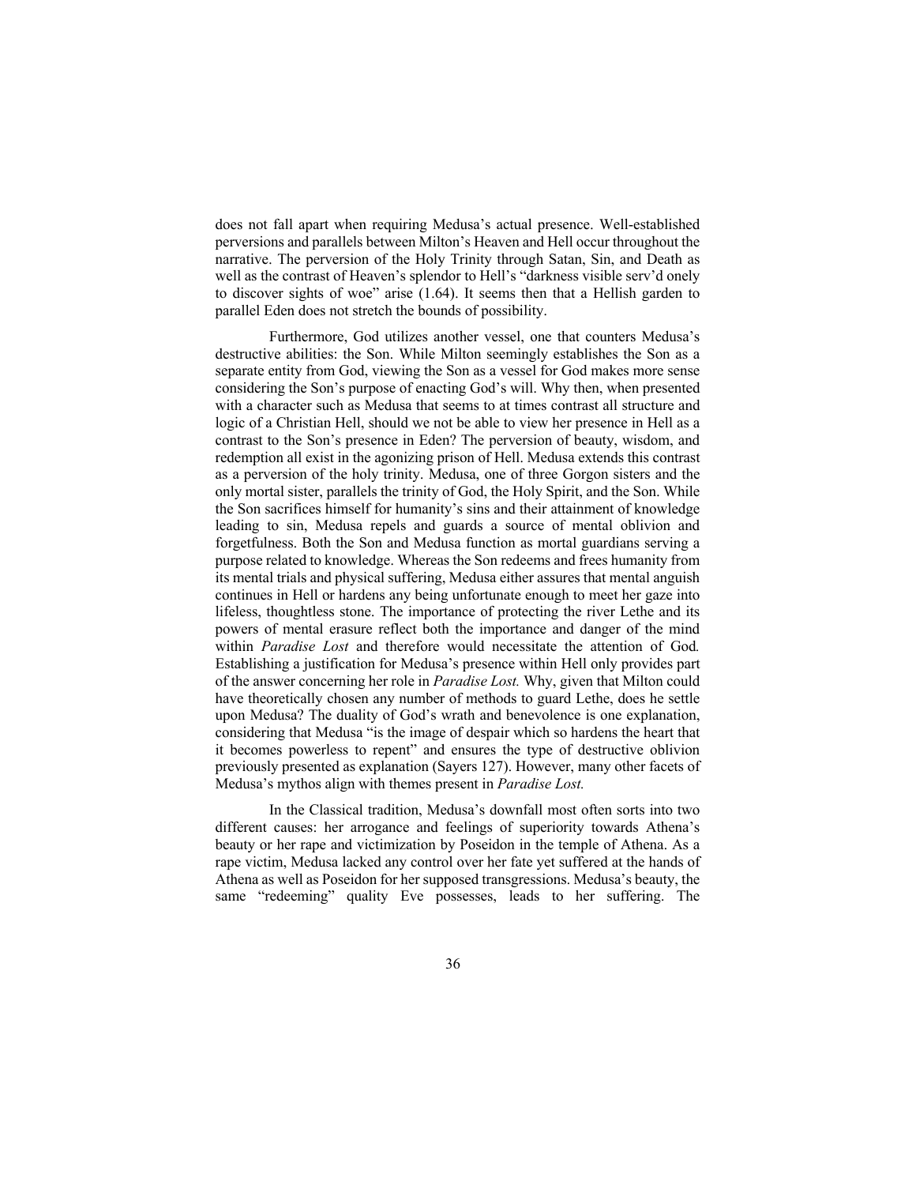does not fall apart when requiring Medusa's actual presence. Well-established perversions and parallels between Milton's Heaven and Hell occur throughout the narrative. The perversion of the Holy Trinity through Satan, Sin, and Death as well as the contrast of Heaven's splendor to Hell's "darkness visible serv'd onely to discover sights of woe" arise (1.64). It seems then that a Hellish garden to parallel Eden does not stretch the bounds of possibility.

Furthermore, God utilizes another vessel, one that counters Medusa's destructive abilities: the Son. While Milton seemingly establishes the Son as a separate entity from God, viewing the Son as a vessel for God makes more sense considering the Son's purpose of enacting God's will. Why then, when presented with a character such as Medusa that seems to at times contrast all structure and logic of a Christian Hell, should we not be able to view her presence in Hell as a contrast to the Son's presence in Eden? The perversion of beauty, wisdom, and redemption all exist in the agonizing prison of Hell. Medusa extends this contrast as a perversion of the holy trinity. Medusa, one of three Gorgon sisters and the only mortal sister, parallels the trinity of God, the Holy Spirit, and the Son. While the Son sacrifices himself for humanity's sins and their attainment of knowledge leading to sin, Medusa repels and guards a source of mental oblivion and forgetfulness. Both the Son and Medusa function as mortal guardians serving a purpose related to knowledge. Whereas the Son redeems and frees humanity from its mental trials and physical suffering, Medusa either assures that mental anguish continues in Hell or hardens any being unfortunate enough to meet her gaze into lifeless, thoughtless stone. The importance of protecting the river Lethe and its powers of mental erasure reflect both the importance and danger of the mind within *Paradise Lost* and therefore would necessitate the attention of God. Establishing a justification for Medusa's presence within Hell only provides part of the answer concerning her role in *Paradise Lost.* Why, given that Milton could have theoretically chosen any number of methods to guard Lethe, does he settle upon Medusa? The duality of God's wrath and benevolence is one explanation, considering that Medusa "is the image of despair which so hardens the heart that it becomes powerless to repent" and ensures the type of destructive oblivion previously presented as explanation (Sayers 127). However, many other facets of Medusa's mythos align with themes present in *Paradise Lost.*

In the Classical tradition, Medusa's downfall most often sorts into two different causes: her arrogance and feelings of superiority towards Athena's beauty or her rape and victimization by Poseidon in the temple of Athena. As a rape victim, Medusa lacked any control over her fate yet suffered at the hands of Athena as well as Poseidon for her supposed transgressions. Medusa's beauty, the same "redeeming" quality Eve possesses, leads to her suffering. The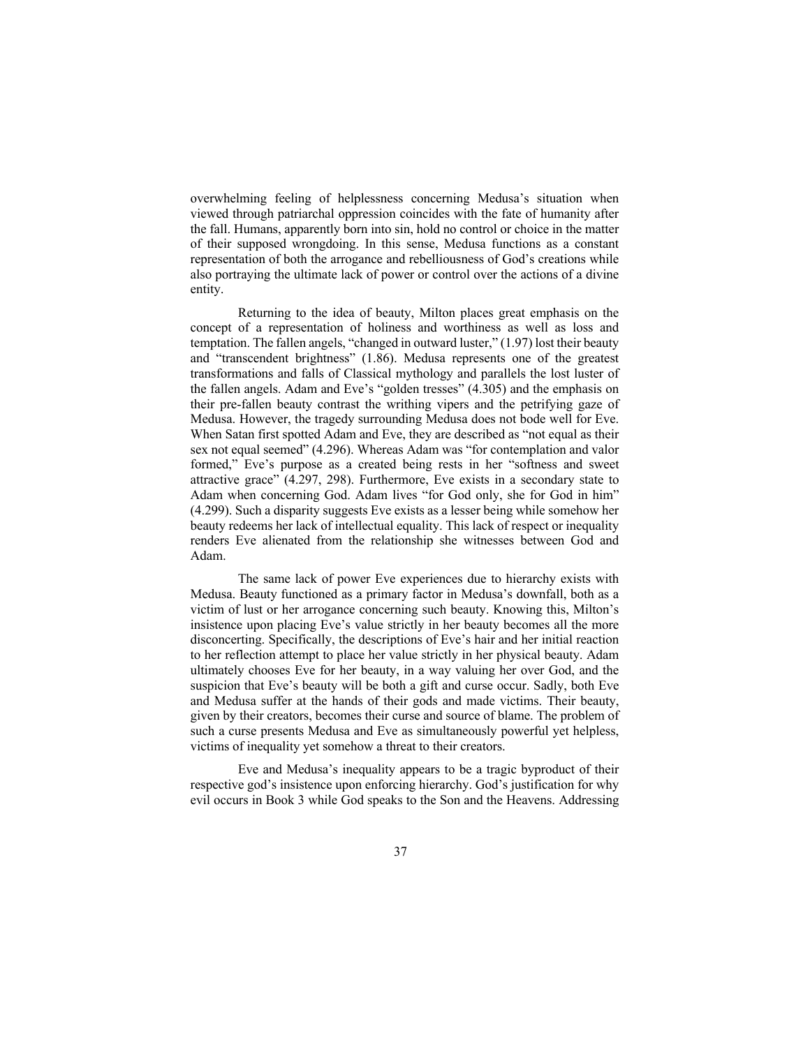overwhelming feeling of helplessness concerning Medusa's situation when viewed through patriarchal oppression coincides with the fate of humanity after the fall. Humans, apparently born into sin, hold no control or choice in the matter of their supposed wrongdoing. In this sense, Medusa functions as a constant representation of both the arrogance and rebelliousness of God's creations while also portraying the ultimate lack of power or control over the actions of a divine entity.

Returning to the idea of beauty, Milton places great emphasis on the concept of a representation of holiness and worthiness as well as loss and temptation. The fallen angels, "changed in outward luster," (1.97) lost their beauty and "transcendent brightness" (1.86). Medusa represents one of the greatest transformations and falls of Classical mythology and parallels the lost luster of the fallen angels. Adam and Eve's "golden tresses" (4.305) and the emphasis on their pre-fallen beauty contrast the writhing vipers and the petrifying gaze of Medusa. However, the tragedy surrounding Medusa does not bode well for Eve. When Satan first spotted Adam and Eve, they are described as "not equal as their sex not equal seemed" (4.296). Whereas Adam was "for contemplation and valor formed," Eve's purpose as a created being rests in her "softness and sweet attractive grace" (4.297, 298). Furthermore, Eve exists in a secondary state to Adam when concerning God. Adam lives "for God only, she for God in him" (4.299). Such a disparity suggests Eve exists as a lesser being while somehow her beauty redeems her lack of intellectual equality. This lack of respect or inequality renders Eve alienated from the relationship she witnesses between God and Adam.

The same lack of power Eve experiences due to hierarchy exists with Medusa. Beauty functioned as a primary factor in Medusa's downfall, both as a victim of lust or her arrogance concerning such beauty. Knowing this, Milton's insistence upon placing Eve's value strictly in her beauty becomes all the more disconcerting. Specifically, the descriptions of Eve's hair and her initial reaction to her reflection attempt to place her value strictly in her physical beauty. Adam ultimately chooses Eve for her beauty, in a way valuing her over God, and the suspicion that Eve's beauty will be both a gift and curse occur. Sadly, both Eve and Medusa suffer at the hands of their gods and made victims. Their beauty, given by their creators, becomes their curse and source of blame. The problem of such a curse presents Medusa and Eve as simultaneously powerful yet helpless, victims of inequality yet somehow a threat to their creators.

Eve and Medusa's inequality appears to be a tragic byproduct of their respective god's insistence upon enforcing hierarchy. God's justification for why evil occurs in Book 3 while God speaks to the Son and the Heavens. Addressing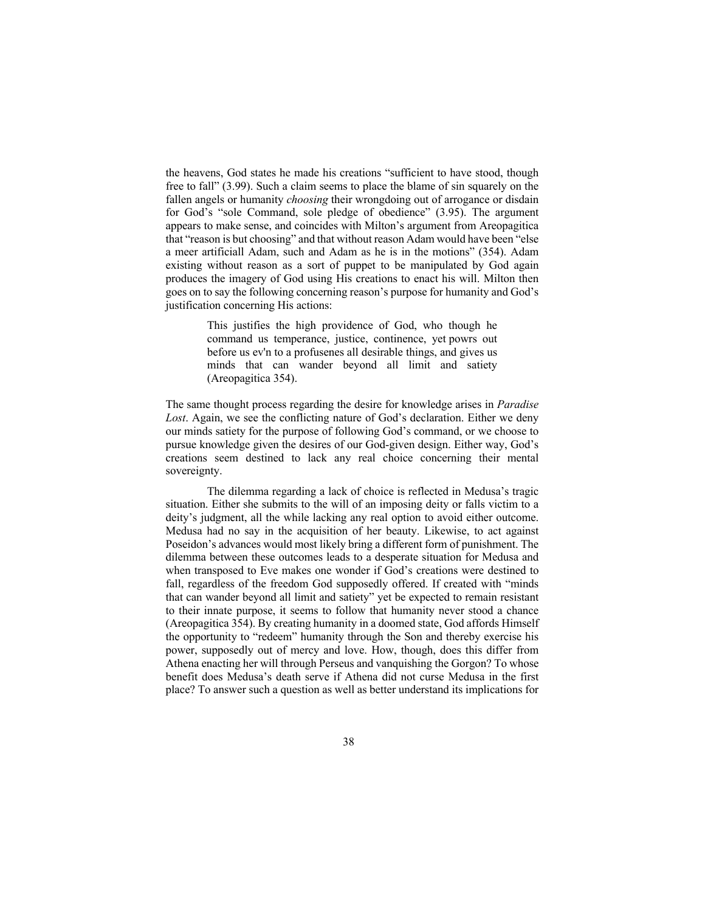the heavens, God states he made his creations "sufficient to have stood, though free to fall" (3.99). Such a claim seems to place the blame of sin squarely on the fallen angels or humanity *choosing* their wrongdoing out of arrogance or disdain for God's "sole Command, sole pledge of obedience" (3.95). The argument appears to make sense, and coincides with Milton's argument from Areopagitica that "reason is but choosing" and that without reason Adam would have been "else a meer artificiall Adam, such and Adam as he is in the motions" (354). Adam existing without reason as a sort of puppet to be manipulated by God again produces the imagery of God using His creations to enact his will. Milton then goes on to say the following concerning reason's purpose for humanity and God's justification concerning His actions:

> This justifies the high providence of God, who though he command us temperance, justice, continence, yet powrs out before us ev'n to a profusenes all desirable things, and gives us minds that can wander beyond all limit and satiety (Areopagitica 354).

The same thought process regarding the desire for knowledge arises in *Paradise Lost*. Again, we see the conflicting nature of God's declaration. Either we deny our minds satiety for the purpose of following God's command, or we choose to pursue knowledge given the desires of our God-given design. Either way, God's creations seem destined to lack any real choice concerning their mental sovereignty.

The dilemma regarding a lack of choice is reflected in Medusa's tragic situation. Either she submits to the will of an imposing deity or falls victim to a deity's judgment, all the while lacking any real option to avoid either outcome. Medusa had no say in the acquisition of her beauty. Likewise, to act against Poseidon's advances would most likely bring a different form of punishment. The dilemma between these outcomes leads to a desperate situation for Medusa and when transposed to Eve makes one wonder if God's creations were destined to fall, regardless of the freedom God supposedly offered. If created with "minds that can wander beyond all limit and satiety" yet be expected to remain resistant to their innate purpose, it seems to follow that humanity never stood a chance (Areopagitica 354). By creating humanity in a doomed state, God affords Himself the opportunity to "redeem" humanity through the Son and thereby exercise his power, supposedly out of mercy and love. How, though, does this differ from Athena enacting her will through Perseus and vanquishing the Gorgon? To whose benefit does Medusa's death serve if Athena did not curse Medusa in the first place? To answer such a question as well as better understand its implications for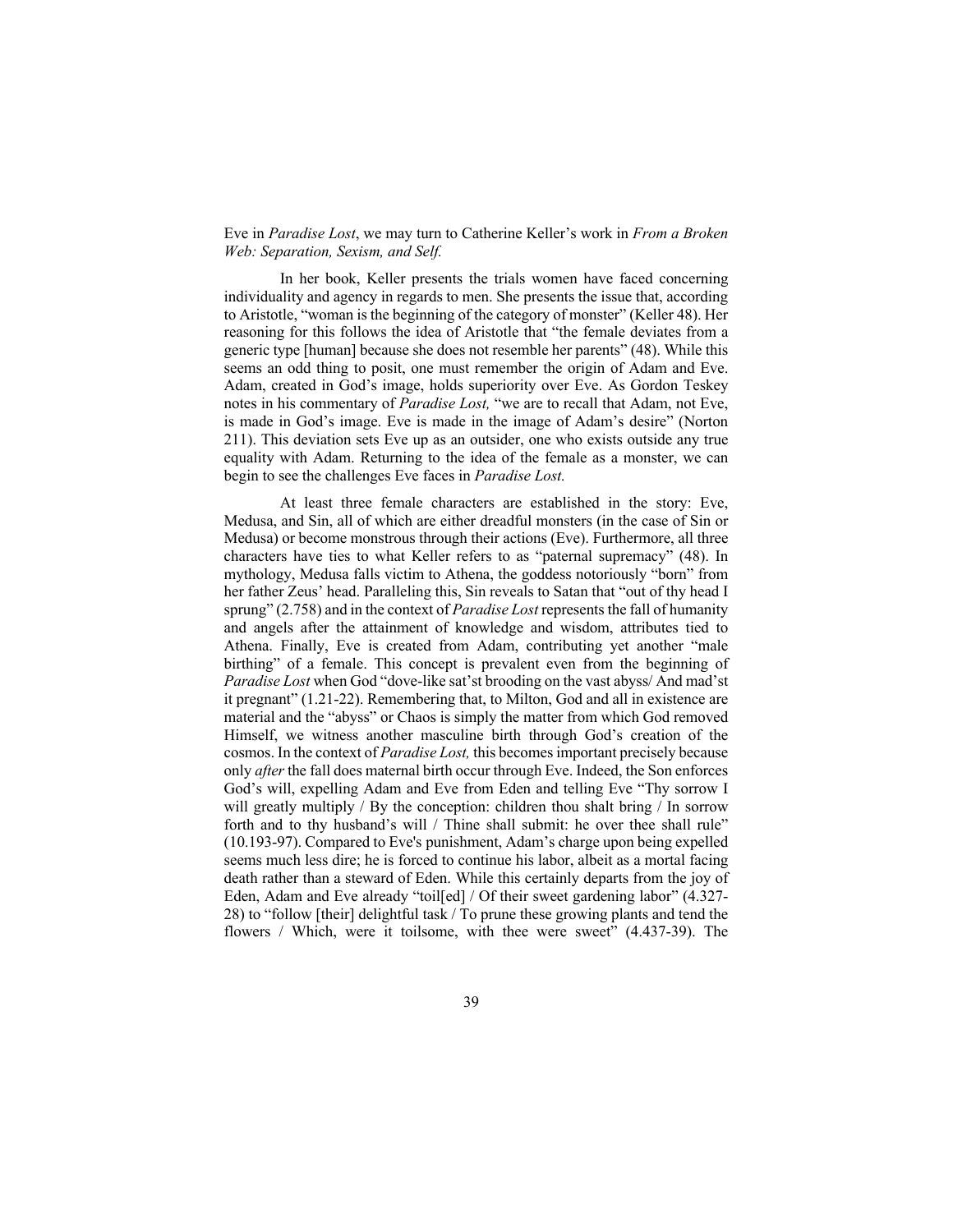Eve in *Paradise Lost*, we may turn to Catherine Keller's work in *From a Broken Web: Separation, Sexism, and Self.*

In her book, Keller presents the trials women have faced concerning individuality and agency in regards to men. She presents the issue that, according to Aristotle, "woman is the beginning of the category of monster" (Keller 48). Her reasoning for this follows the idea of Aristotle that "the female deviates from a generic type [human] because she does not resemble her parents" (48). While this seems an odd thing to posit, one must remember the origin of Adam and Eve. Adam, created in God's image, holds superiority over Eve. As Gordon Teskey notes in his commentary of *Paradise Lost,* "we are to recall that Adam, not Eve, is made in God's image. Eve is made in the image of Adam's desire" (Norton 211). This deviation sets Eve up as an outsider, one who exists outside any true equality with Adam. Returning to the idea of the female as a monster, we can begin to see the challenges Eve faces in *Paradise Lost.*

At least three female characters are established in the story: Eve, Medusa, and Sin, all of which are either dreadful monsters (in the case of Sin or Medusa) or become monstrous through their actions (Eve). Furthermore, all three characters have ties to what Keller refers to as "paternal supremacy" (48). In mythology, Medusa falls victim to Athena, the goddess notoriously "born" from her father Zeus' head. Paralleling this, Sin reveals to Satan that "out of thy head I sprung" (2.758) and in the context of *Paradise Lost* represents the fall of humanity and angels after the attainment of knowledge and wisdom, attributes tied to Athena. Finally, Eve is created from Adam, contributing yet another "male birthing" of a female. This concept is prevalent even from the beginning of *Paradise Lost* when God "dove-like sat'st brooding on the vast abyss/ And mad'st it pregnant" (1.21-22). Remembering that, to Milton, God and all in existence are material and the "abyss" or Chaos is simply the matter from which God removed Himself, we witness another masculine birth through God's creation of the cosmos. In the context of *Paradise Lost,* this becomes important precisely because only *after* the fall does maternal birth occur through Eve. Indeed, the Son enforces God's will, expelling Adam and Eve from Eden and telling Eve "Thy sorrow I will greatly multiply / By the conception: children thou shalt bring / In sorrow forth and to thy husband's will / Thine shall submit: he over thee shall rule" (10.193-97). Compared to Eve's punishment, Adam's charge upon being expelled seems much less dire; he is forced to continue his labor, albeit as a mortal facing death rather than a steward of Eden. While this certainly departs from the joy of Eden, Adam and Eve already "toil[ed] / Of their sweet gardening labor" (4.327-28) to "follow [their] delightful task / To prune these growing plants and tend the flowers / Which, were it toilsome, with thee were sweet" (4.437-39). The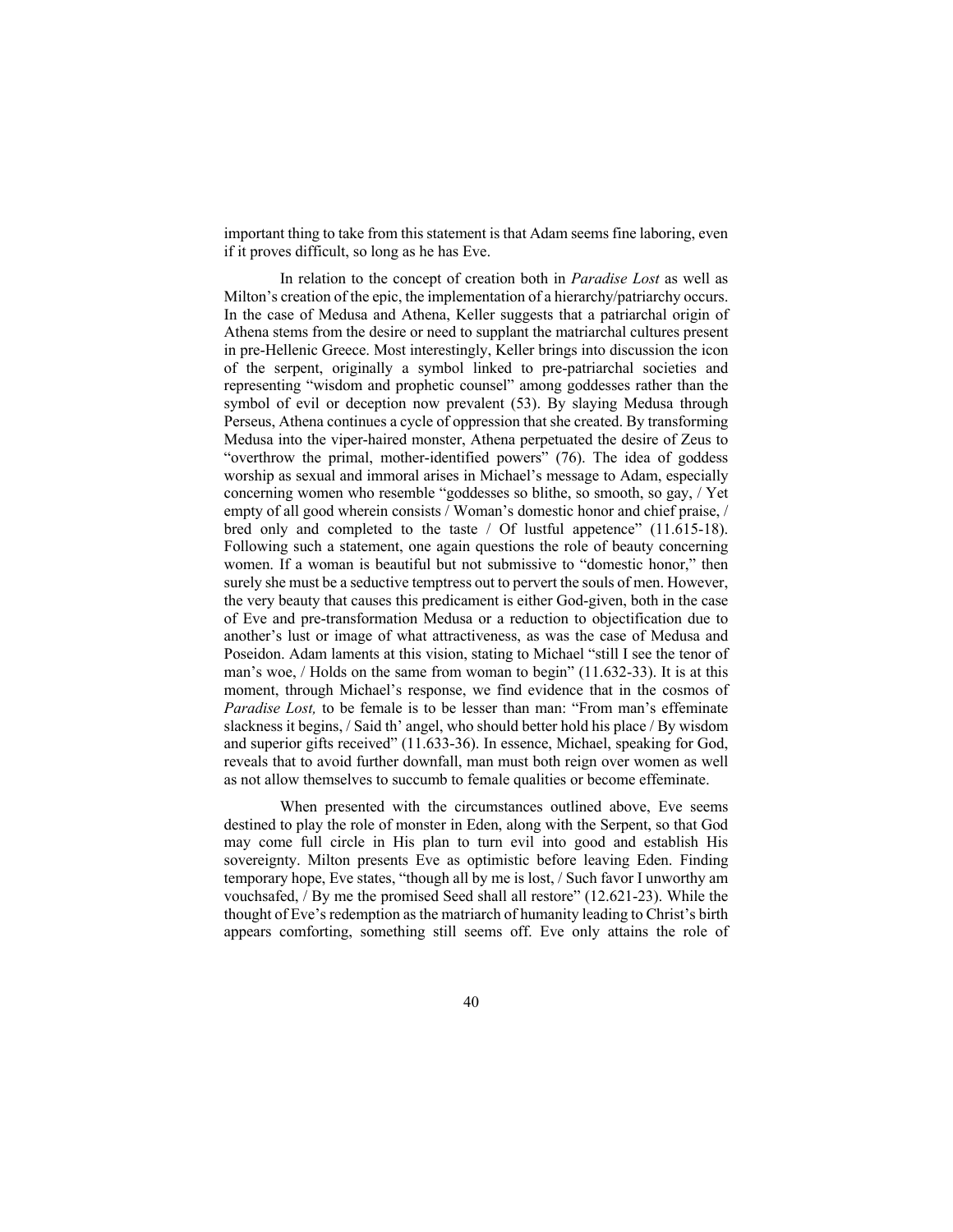important thing to take from this statement is that Adam seems fine laboring, even if it proves difficult, so long as he has Eve.

In relation to the concept of creation both in *Paradise Lost* as well as Milton's creation of the epic, the implementation of a hierarchy/patriarchy occurs. In the case of Medusa and Athena, Keller suggests that a patriarchal origin of Athena stems from the desire or need to supplant the matriarchal cultures present in pre-Hellenic Greece. Most interestingly, Keller brings into discussion the icon of the serpent, originally a symbol linked to pre-patriarchal societies and representing "wisdom and prophetic counsel" among goddesses rather than the symbol of evil or deception now prevalent (53). By slaying Medusa through Perseus, Athena continues a cycle of oppression that she created. By transforming Medusa into the viper-haired monster, Athena perpetuated the desire of Zeus to "overthrow the primal, mother-identified powers" (76). The idea of goddess worship as sexual and immoral arises in Michael's message to Adam, especially concerning women who resemble "goddesses so blithe, so smooth, so gay, / Yet empty of all good wherein consists / Woman's domestic honor and chief praise, / bred only and completed to the taste / Of lustful appetence" (11.615-18). Following such a statement, one again questions the role of beauty concerning women. If a woman is beautiful but not submissive to "domestic honor," then surely she must be a seductive temptress out to pervert the souls of men. However, the very beauty that causes this predicament is either God-given, both in the case of Eve and pre-transformation Medusa or a reduction to objectification due to another's lust or image of what attractiveness, as was the case of Medusa and Poseidon. Adam laments at this vision, stating to Michael "still I see the tenor of man's woe, / Holds on the same from woman to begin" (11.632-33). It is at this moment, through Michael's response, we find evidence that in the cosmos of *Paradise Lost,* to be female is to be lesser than man: "From man's effeminate slackness it begins, / Said th' angel, who should better hold his place / By wisdom and superior gifts received" (11.633-36). In essence, Michael, speaking for God, reveals that to avoid further downfall, man must both reign over women as well as not allow themselves to succumb to female qualities or become effeminate.

When presented with the circumstances outlined above, Eve seems destined to play the role of monster in Eden, along with the Serpent, so that God may come full circle in His plan to turn evil into good and establish His sovereignty. Milton presents Eve as optimistic before leaving Eden. Finding temporary hope, Eve states, "though all by me is lost, / Such favor I unworthy am vouchsafed, / By me the promised Seed shall all restore" (12.621-23). While the thought of Eve's redemption as the matriarch of humanity leading to Christ's birth appears comforting, something still seems off. Eve only attains the role of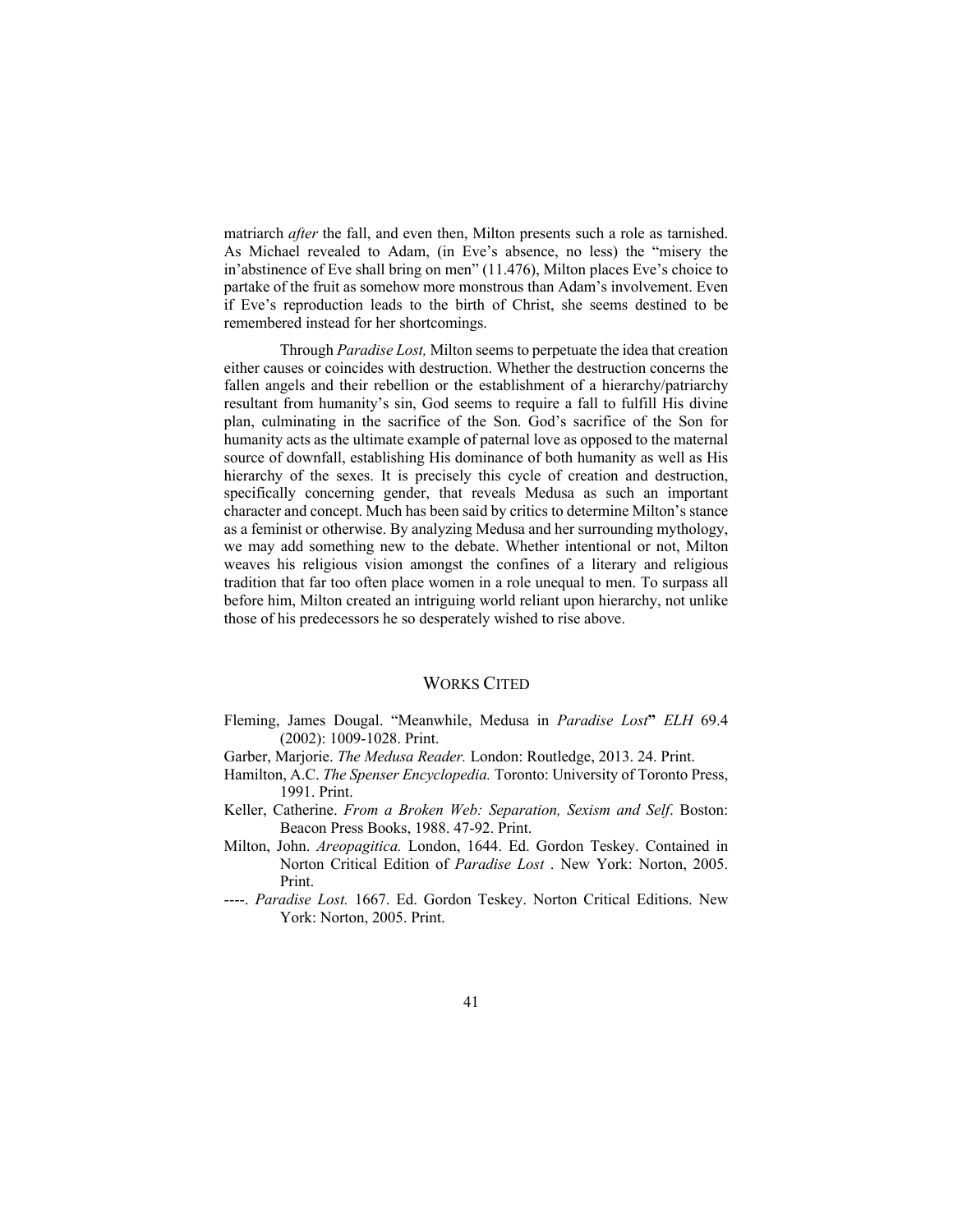matriarch *after* the fall, and even then, Milton presents such a role as tarnished. As Michael revealed to Adam, (in Eve's absence, no less) the "misery the in'abstinence of Eve shall bring on men" (11.476), Milton places Eve's choice to partake of the fruit as somehow more monstrous than Adam's involvement. Even if Eve's reproduction leads to the birth of Christ, she seems destined to be remembered instead for her shortcomings.

Through *Paradise Lost,* Milton seems to perpetuate the idea that creation either causes or coincides with destruction. Whether the destruction concerns the fallen angels and their rebellion or the establishment of a hierarchy/patriarchy resultant from humanity's sin, God seems to require a fall to fulfill His divine plan, culminating in the sacrifice of the Son. God's sacrifice of the Son for humanity acts as the ultimate example of paternal love as opposed to the maternal source of downfall, establishing His dominance of both humanity as well as His hierarchy of the sexes. It is precisely this cycle of creation and destruction, specifically concerning gender, that reveals Medusa as such an important character and concept. Much has been said by critics to determine Milton's stance as a feminist or otherwise. By analyzing Medusa and her surrounding mythology, we may add something new to the debate. Whether intentional or not, Milton weaves his religious vision amongst the confines of a literary and religious tradition that far too often place women in a role unequal to men. To surpass all before him, Milton created an intriguing world reliant upon hierarchy, not unlike those of his predecessors he so desperately wished to rise above.

## WORKS CITED

Fleming, James Dougal. "Meanwhile, Medusa in *Paradise Lost*" *ELH* 69.4 (2002): 1009-1028. Print.

Garber, Marjorie. *The Medusa Reader.* London: Routledge, 2013. 24. Print.

Hamilton, A.C. *The Spenser Encyclopedia.* Toronto: University of Toronto Press, 1991. Print.

Keller, Catherine. *From a Broken Web: Separation, Sexism and Self*. Boston: Beacon Press Books, 1988. 47-92. Print.

Milton, John. *Areopagitica.* London, 1644. Ed. Gordon Teskey. Contained in Norton Critical Edition of *Paradise Lost* . New York: Norton, 2005. Print.

----. *Paradise Lost.* 1667. Ed. Gordon Teskey. Norton Critical Editions. New York: Norton, 2005. Print.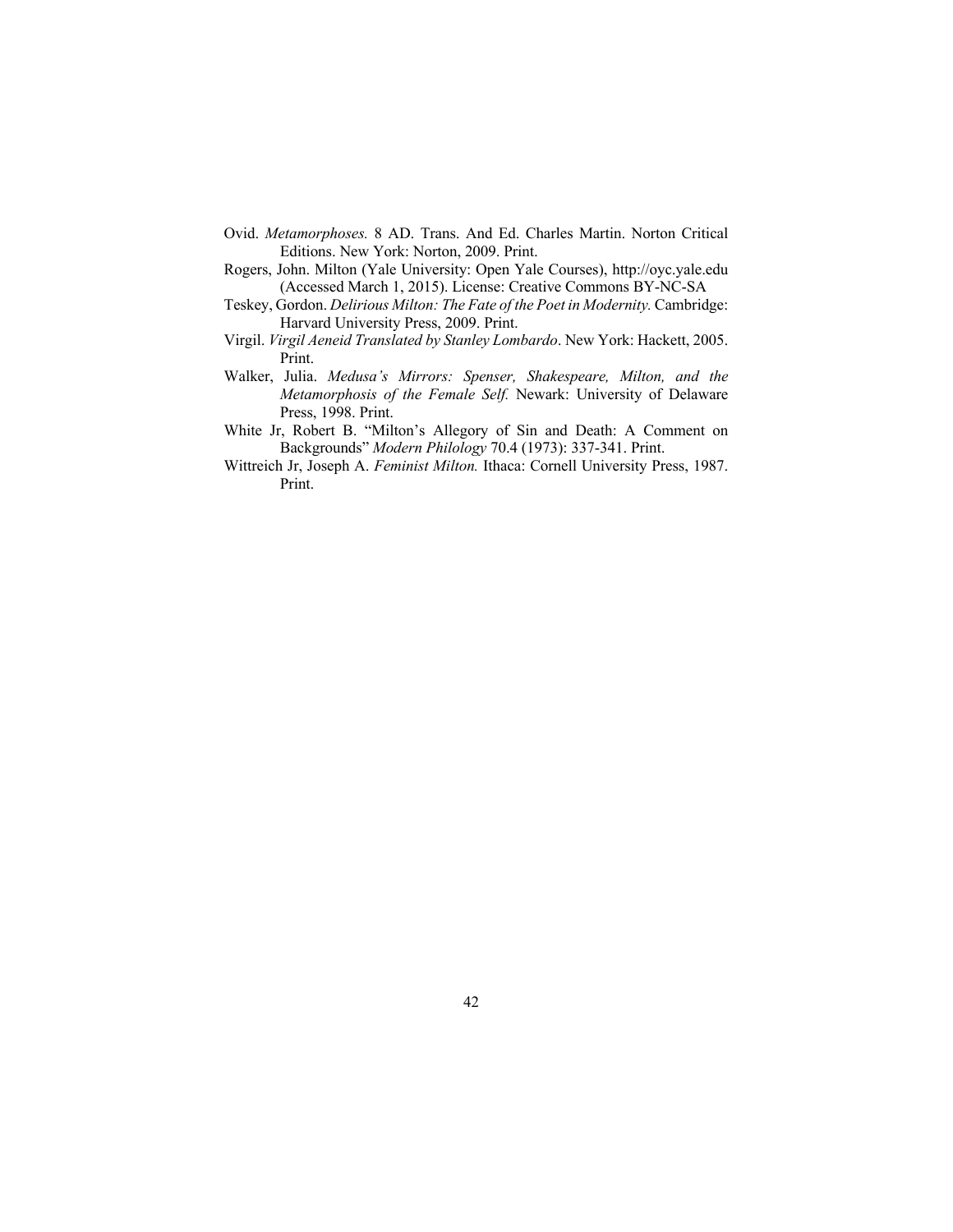Ovid. *Metamorphoses.* 8 AD. Trans. And Ed. Charles Martin. Norton Critical Editions. New York: Norton, 2009. Print.

Rogers, John. Milton (Yale University: Open Yale Courses), http://oyc.yale.edu (Accessed March 1, 2015). License: Creative Commons BY-NC-SA

Teskey, Gordon. *Delirious Milton: The Fate of the Poet in Modernity.* Cambridge: Harvard University Press, 2009. Print.

Virgil. *Virgil Aeneid Translated by Stanley Lombardo*. New York: Hackett, 2005. Print.

Walker, Julia. *Medusa's Mirrors: Spenser, Shakespeare, Milton, and the Metamorphosis of the Female Self.* Newark: University of Delaware Press, 1998. Print.

White Jr, Robert B. "Milton's Allegory of Sin and Death: A Comment on Backgrounds" *Modern Philology* 70.4 (1973): 337-341. Print.

Wittreich Jr, Joseph A. *Feminist Milton.* Ithaca: Cornell University Press, 1987. Print.